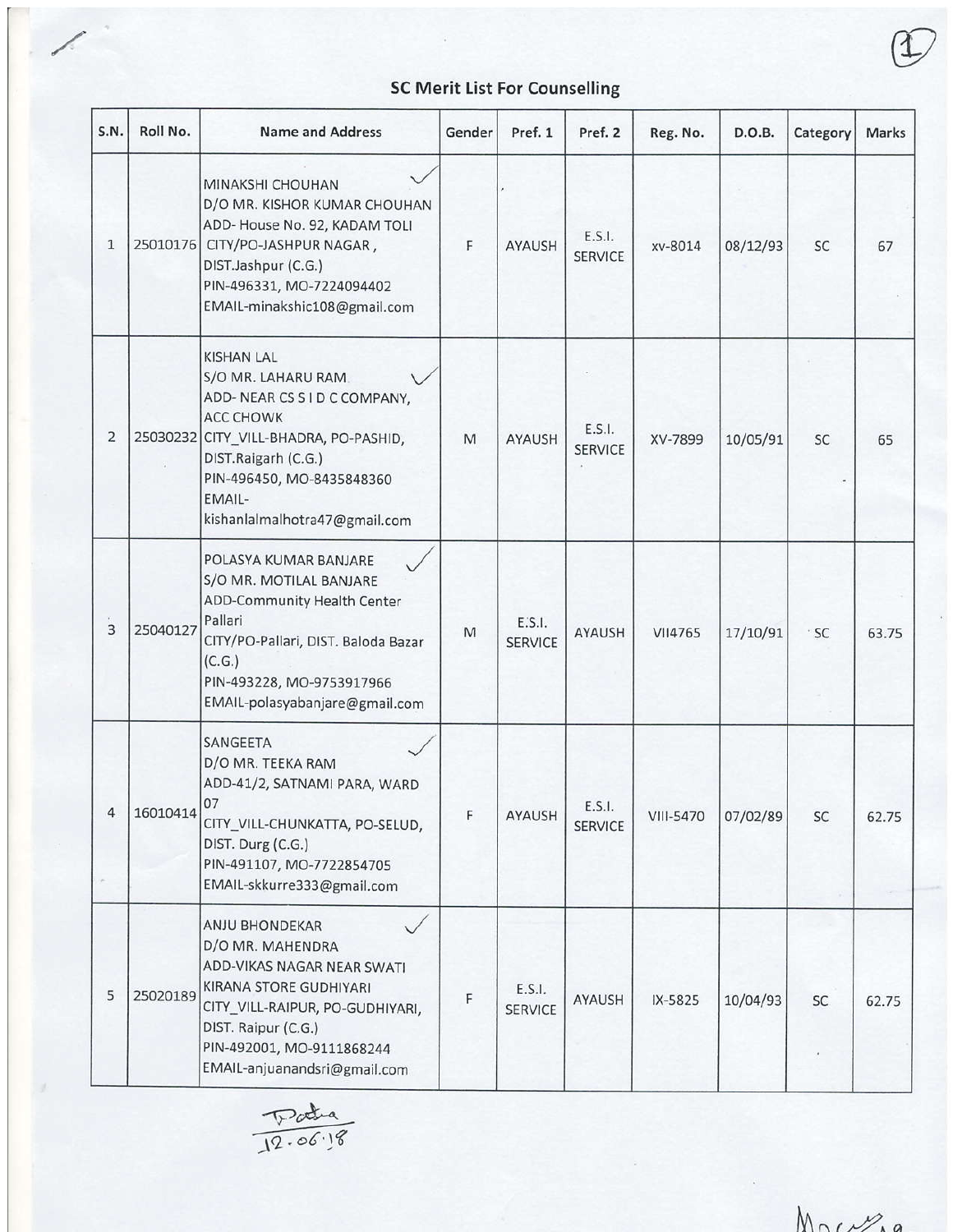## SC Merit List For Counselling

| S.N. | Roll No. | Name and Address | Gender | Pref. 1 | Pref. 2 | Reg. No. | D.O.B. | Category | Marks |
|---|---|---|---|---|---|---|---|---|---|
| 1 | 25010176 | MINAKSHI CHOUHAN<br>D/O MR. KISHOR KUMAR CHOUHAN<br>ADD- House No. 92, KADAM TOLI<br>CITY/PO-JASHPUR NAGAR ,<br>DIST.Jashpur (C.G.)<br>PIN-496331, MO-7224094402<br>EMAIL-minakshic108@gmail.com | F | AYAUSH | E.S.I. SERVICE | xv-8014 | 08/12/93 | SC | 67 |
| 2 | 25030232 | KISHAN LAL<br>S/O MR. LAHARU RAM<br>ADD- NEAR CS S I D C COMPANY, ACC CHOWK<br>CITY_VILL-BHADRA, PO-PASHID,<br>DIST.Raigarh (C.G.)<br>PIN-496450, MO-8435848360<br>EMAIL-kishanlalmalhotra47@gmail.com | M | AYAUSH | E.S.I. SERVICE | XV-7899 | 10/05/91 | SC | 65 |
| 3 | 25040127 | POLASYA KUMAR BANJARE<br>S/O MR. MOTILAL BANJARE<br>ADD-Community Health Center Pallari<br>CITY/PO-Pallari, DIST. Baloda Bazar (C.G.)<br>PIN-493228, MO-9753917966<br>EMAIL-polasyabanjare@gmail.com | M | E.S.I. SERVICE | AYAUSH | VII4765 | 17/10/91 | SC | 63.75 |
| 4 | 16010414 | SANGEETA<br>D/O MR. TEEKA RAM<br>ADD-41/2, SATNAMI PARA, WARD 07<br>CITY_VILL-CHUNKATTA, PO-SELUD,<br>DIST. Durg (C.G.)<br>PIN-491107, MO-7722854705<br>EMAIL-skkurre333@gmail.com | F | AYAUSH | E.S.I. SERVICE | VIII-5470 | 07/02/89 | SC | 62.75 |
| 5 | 25020189 | ANJU BHONDEKAR<br>D/O MR. MAHENDRA<br>ADD-VIKAS NAGAR NEAR SWATI KIRANA STORE GUDHIYARI<br>CITY_VILL-RAIPUR, PO-GUDHIYARI,<br>DIST. Raipur (C.G.)<br>PIN-492001, MO-9111868244<br>EMAIL-anjuanandsri@gmail.com | F | E.S.I. SERVICE | AYAUSH | IX-5825 | 10/04/93 | SC | 62.75 |

12.06.18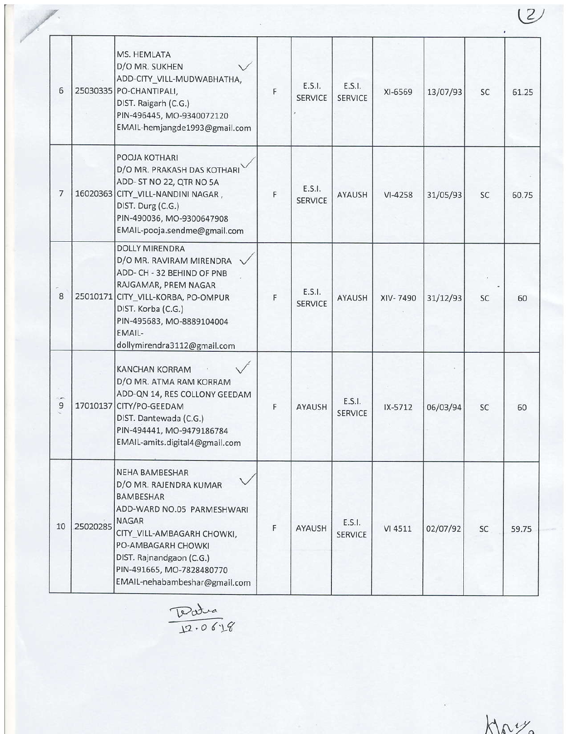| 6 | 25030335 | MS. HEMLATA<br>D/O MR. SUKHEN<br>ADD-CITY_VILL-MUDWABHATHA,<br>PO-CHANTIPALI,<br>DIST. Raigarh (C.G.)<br>PIN-496445, MO-9340072120<br>EMAIL-hemjangde1993@gmail.com | F | E.S.I. SERVICE | E.S.I. SERVICE | XI-6569 | 13/07/93 | SC | 61.25 |
|---|---|---|---|---|---|---|---|---|---|
| 7 | 16020363 | POOJA KOTHARI<br>D/O MR. PRAKASH DAS KOTHARI<br>ADD- ST NO 22, QTR NO 5A<br>CITY_VILL-NANDINI NAGAR ,<br>DIST. Durg (C.G.)<br>PIN-490036, MO-9300647908<br>EMAIL-pooja.sendme@gmail.com | F | E.S.I. SERVICE | AYAUSH | VI-4258 | 31/05/93 | SC | 60.75 |
| 8 | 25010171 | DOLLY MIRENDRA<br>D/O MR. RAVIRAM MIRENDRA<br>ADD- CH - 32 BEHIND OF PNB<br>RAJGAMAR, PREM NAGAR<br>CITY_VILL-KORBA, PO-OMPUR<br>DIST. Korba (C.G.)<br>PIN-495683, MO-8889104004<br>EMAIL-<br>dollymirendra3112@gmail.com | F | E.S.I. SERVICE | AYAUSH | XIV- 7490 | 31/12/93 | SC | 60 |
| 9 | 17010137 | KANCHAN KORRAM<br>D/O MR. ATMA RAM KORRAM<br>ADD-QN 14, RES COLLONY GEEDAM<br>CITY/PO-GEEDAM<br>DIST. Dantewada (C.G.)<br>PIN-494441, MO-9479186784<br>EMAIL-amits.digital4@gmail.com | F | AYAUSH | E.S.I. SERVICE | IX-5712 | 06/03/94 | SC | 60 |
| 10 | 25020285 | NEHA BAMBESHAR<br>D/O MR. RAJENDRA KUMAR BAMBESHAR<br>ADD-WARD NO.05 PARMESHWARI NAGAR<br>CITY_VILL-AMBAGARH CHOWKI,<br>PO-AMBAGARH CHOWKI<br>DIST. Rajnandgaon (C.G.)<br>PIN-491665, MO-7828480770<br>EMAIL-nehabambeshar@gmail.com | F | AYAUSH | E.S.I. SERVICE | VI 4511 | 02/07/92 | SC | 59.75 |

Datra
12.06.18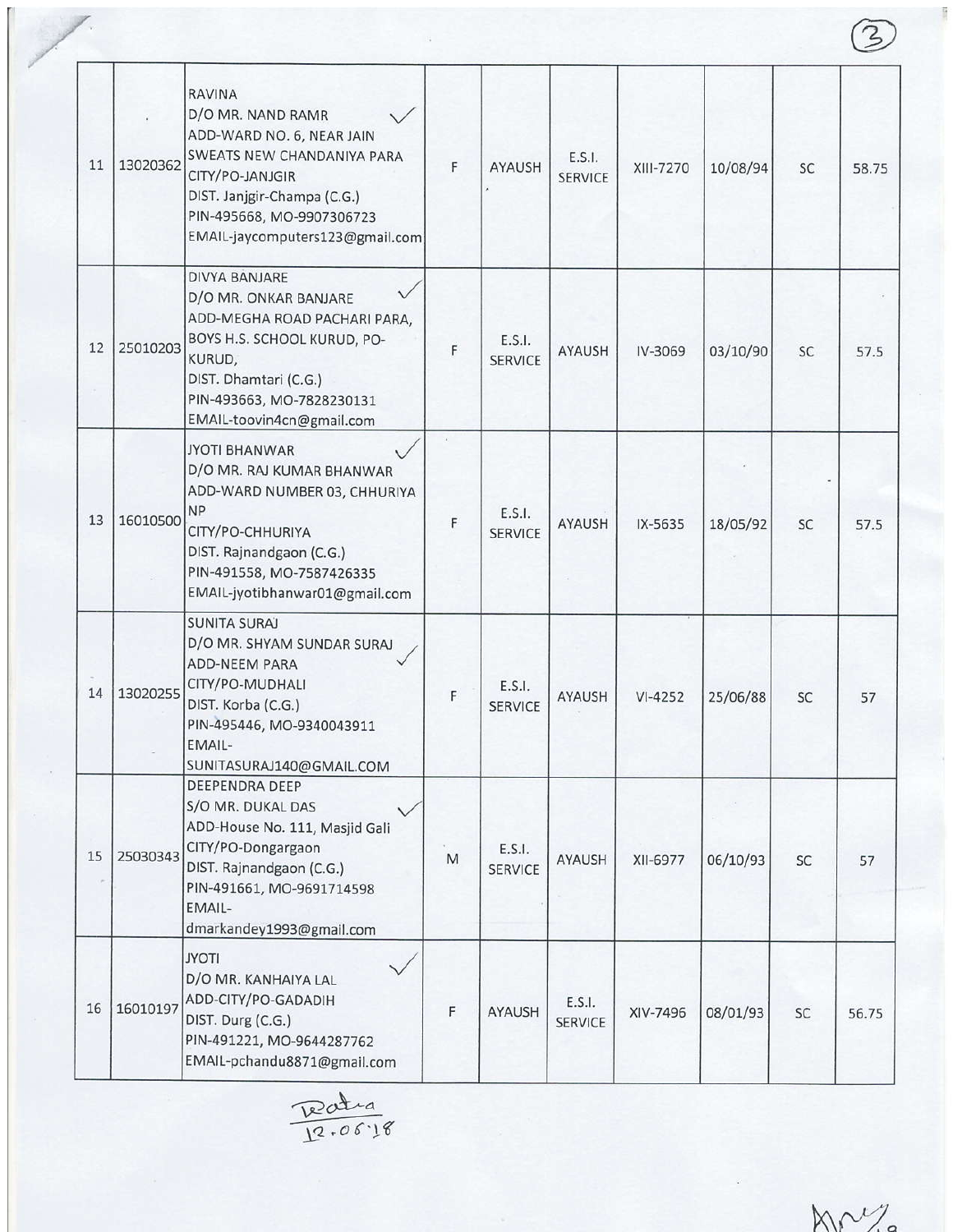| 11 | 13020362 | RAVINA<br>D/O MR. NAND RAMR<br>ADD-WARD NO. 6, NEAR JAIN SWEATS NEW CHANDANIYA PARA<br>CITY/PO-JANJGIR<br>DIST. Janjgir-Champa (C.G.)<br>PIN-495668, MO-9907306723<br>EMAIL-jaycomputers123@gmail.com | F | AYAUSH | E.S.I. SERVICE | XIII-7270 | 10/08/94 | SC | 58.75 |
|---|---|---|---|---|---|---|---|---|---|
| 12 | 25010203 | DIVYA BANJARE<br>D/O MR. ONKAR BANJARE<br>ADD-MEGHA ROAD PACHARI PARA, BOYS H.S. SCHOOL KURUD, PO-KURUD,<br>DIST. Dhamtari (C.G.)<br>PIN-493663, MO-7828230131<br>EMAIL-toovin4cn@gmail.com | F | E.S.I. SERVICE | AYAUSH | IV-3069 | 03/10/90 | SC | 57.5 |
| 13 | 16010500 | JYOTI BHANWAR<br>D/O MR. RAJ KUMAR BHANWAR<br>ADD-WARD NUMBER 03, CHHURIYA NP<br>CITY/PO-CHHURIYA<br>DIST. Rajnandgaon (C.G.)<br>PIN-491558, MO-7587426335<br>EMAIL-jyotibhanwar01@gmail.com | F | E.S.I. SERVICE | AYAUSH | IX-5635 | 18/05/92 | SC | 57.5 |
| 14 | 13020255 | SUNITA SURAJ<br>D/O MR. SHYAM SUNDAR SURAJ<br>ADD-NEEM PARA<br>CITY/PO-MUDHALI<br>DIST. Korba (C.G.)<br>PIN-495446, MO-9340043911<br>EMAIL-SUNITASURAJ140@GMAIL.COM | F | E.S.I. SERVICE | AYAUSH | VI-4252 | 25/06/88 | SC | 57 |
| 15 | 25030343 | DEEPENDRA DEEP<br>S/O MR. DUKAL DAS<br>ADD-House No. 111, Masjid Gali<br>CITY/PO-Dongargaon<br>DIST. Rajnandgaon (C.G.)<br>PIN-491661, MO-9691714598<br>EMAIL-dmarkandey1993@gmail.com | M | E.S.I. SERVICE | AYAUSH | XII-6977 | 06/10/93 | SC | 57 |
| 16 | 16010197 | JYOTI<br>D/O MR. KANHAIYA LAL<br>ADD-CITY/PO-GADADIH<br>DIST. Durg (C.G.)<br>PIN-491221, MO-9644287762<br>EMAIL-pchandu8871@gmail.com | F | AYAUSH | E.S.I. SERVICE | XIV-7496 | 08/01/93 | SC | 56.75 |

Ratra
12.06.18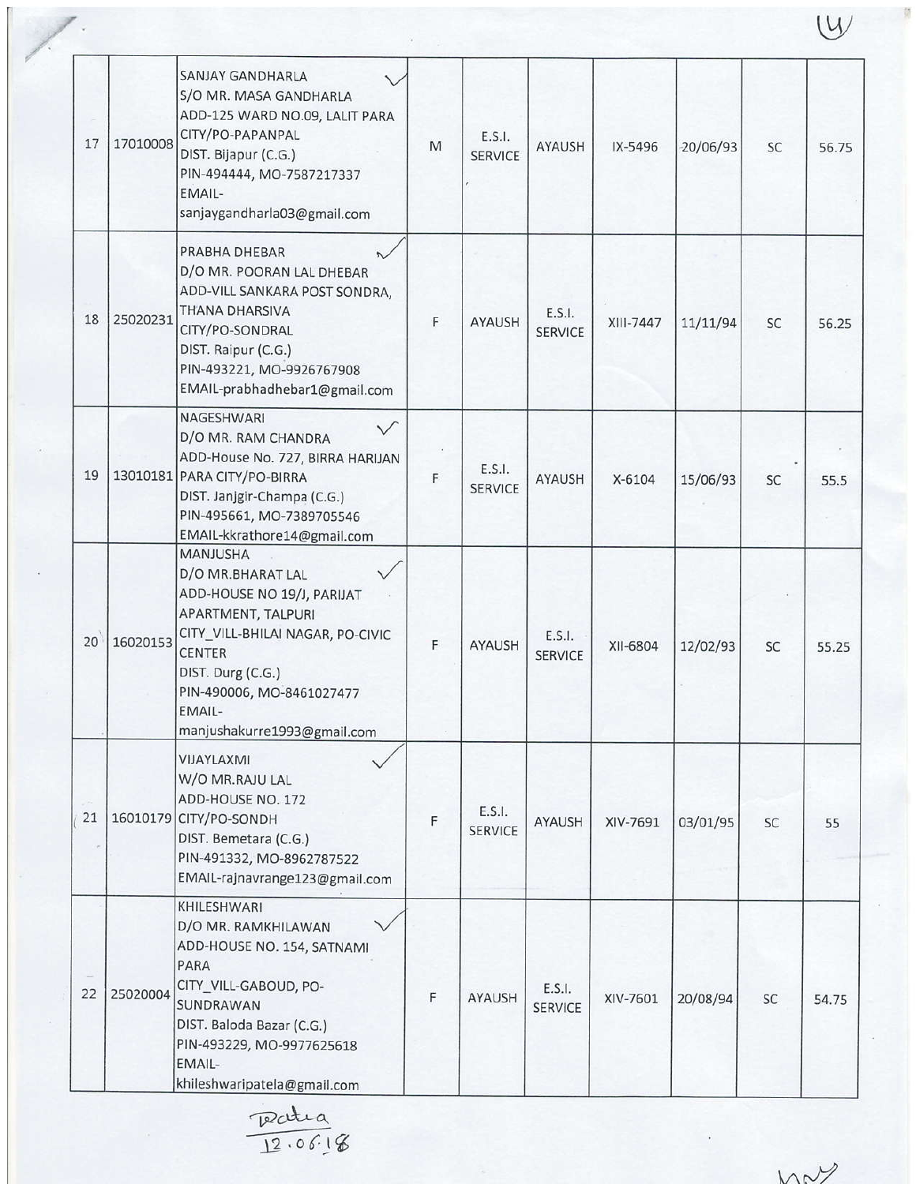| 17 | 17010008 | SANJAY GANDHARLA<br>S/O MR. MASA GANDHARLA<br>ADD-125 WARD NO.09, LALIT PARA<br>CITY/PO-PAPANPAL<br>DIST. Bijapur (C.G.)<br>PIN-494444, MO-7587217337<br>EMAIL-<br>sanjaygandharla03@gmail.com | M | E.S.I. SERVICE | AYAUSH | IX-5496 | 20/06/93 | SC | 56.75 |
|---|---|---|---|---|---|---|---|---|---|
| 18 | 25020231 | PRABHA DHEBAR<br>D/O MR. POORAN LAL DHEBAR<br>ADD-VILL SANKARA POST SONDRA, THANA DHARSIVA<br>CITY/PO-SONDRAL<br>DIST. Raipur (C.G.)<br>PIN-493221, MO-9926767908<br>EMAIL-prabhadhebar1@gmail.com | F | AYAUSH | E.S.I. SERVICE | XIII-7447 | 11/11/94 | SC | 56.25 |
| 19 | 13010181 | NAGESHWARI<br>D/O MR. RAM CHANDRA<br>ADD-House No. 727, BIRRA HARIJAN PARA CITY/PO-BIRRA<br>DIST. Janjgir-Champa (C.G.)<br>PIN-495661, MO-7389705546<br>EMAIL-kkrathore14@gmail.com | F | E.S.I. SERVICE | AYAUSH | X-6104 | 15/06/93 | SC | 55.5 |
| 20 | 16020153 | MANJUSHA<br>D/O MR.BHARAT LAL<br>ADD-HOUSE NO 19/J, PARIJAT APARTMENT, TALPURI<br>CITY_VILL-BHILAI NAGAR, PO-CIVIC CENTER<br>DIST. Durg (C.G.)<br>PIN-490006, MO-8461027477<br>EMAIL-<br>manjushakurre1993@gmail.com | F | AYAUSH | E.S.I. SERVICE | XII-6804 | 12/02/93 | SC | 55.25 |
| 21 | 16010179 | VIJAYLAXMI<br>W/O MR.RAJU LAL<br>ADD-HOUSE NO. 172<br>CITY/PO-SONDH<br>DIST. Bemetara (C.G.)<br>PIN-491332, MO-8962787522<br>EMAIL-rajnavrange123@gmail.com | F | E.S.I. SERVICE | AYAUSH | XIV-7691 | 03/01/95 | SC | 55 |
| 22 | 25020004 | KHILESHWARI<br>D/O MR. RAMKHILAWAN<br>ADD-HOUSE NO. 154, SATNAMI PARA<br>CITY_VILL-GABOUD, PO-SUNDRAWAN<br>DIST. Baloda Bazar (C.G.)<br>PIN-493229, MO-9977625618<br>EMAIL-<br>khileshwaripatela@gmail.com | F | AYAUSH | E.S.I. SERVICE | XIV-7601 | 20/08/94 | SC | 54.75 |

Ratra
12.06.18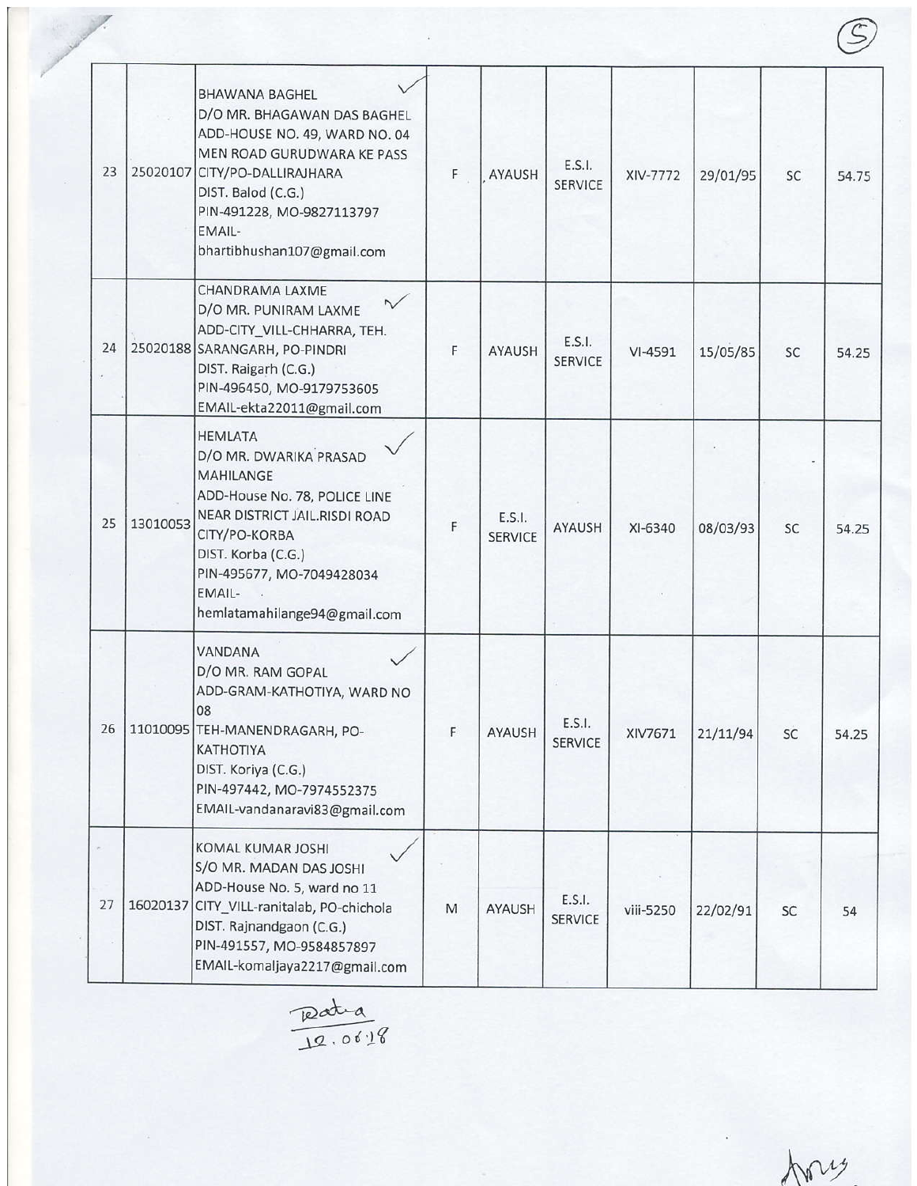| | | | | | | | | | |
|---|---|---|---|---|---|---|---|---|---|
| 23 | 25020107 | BHAWANA BAGHEL<br>D/O MR. BHAGAWAN DAS BAGHEL<br>ADD-HOUSE NO. 49, WARD NO. 04<br>MEN ROAD GURUDWARA KE PASS<br>CITY/PO-DALLIRAJHARA<br>DIST. Balod (C.G.)<br>PIN-491228, MO-9827113797<br>EMAIL-<br>bhartibhushan107@gmail.com | F | AYAUSH | E.S.I. SERVICE | XIV-7772 | 29/01/95 | SC | 54.75 |
| 24 | 25020188 | CHANDRAMA LAXME<br>D/O MR. PUNIRAM LAXME<br>ADD-CITY_VILL-CHHARRA, TEH. SARANGARH, PO-PINDRI<br>DIST. Raigarh (C.G.)<br>PIN-496450, MO-9179753605<br>EMAIL-ekta22011@gmail.com | F | AYAUSH | E.S.I. SERVICE | VI-4591 | 15/05/85 | SC | 54.25 |
| 25 | 13010053 | HEMLATA<br>D/O MR. DWARIKA PRASAD MAHILANGE<br>ADD-House No. 78, POLICE LINE NEAR DISTRICT JAIL.RISDI ROAD<br>CITY/PO-KORBA<br>DIST. Korba (C.G.)<br>PIN-495677, MO-7049428034<br>EMAIL-<br>hemlatamahilange94@gmail.com | F | E.S.I. SERVICE | AYAUSH | XI-6340 | 08/03/93 | SC | 54.25 |
| 26 | 11010095 | VANDANA<br>D/O MR. RAM GOPAL<br>ADD-GRAM-KATHOTIYA, WARD NO 08<br>TEH-MANENDRAGARH, PO-KATHOTIYA<br>DIST. Koriya (C.G.)<br>PIN-497442, MO-7974552375<br>EMAIL-vandanaravi83@gmail.com | F | AYAUSH | E.S.I. SERVICE | XIV7671 | 21/11/94 | SC | 54.25 |
| 27 | 16020137 | KOMAL KUMAR JOSHI<br>S/O MR. MADAN DAS JOSHI<br>ADD-House No. 5, ward no 11<br>CITY_VILL-ranitalab, PO-chichola<br>DIST. Rajnandgaon (C.G.)<br>PIN-491557, MO-9584857897<br>EMAIL-komaljaya2217@gmail.com | M | AYAUSH | E.S.I. SERVICE | viii-5250 | 22/02/91 | SC | 54 |

12.06.18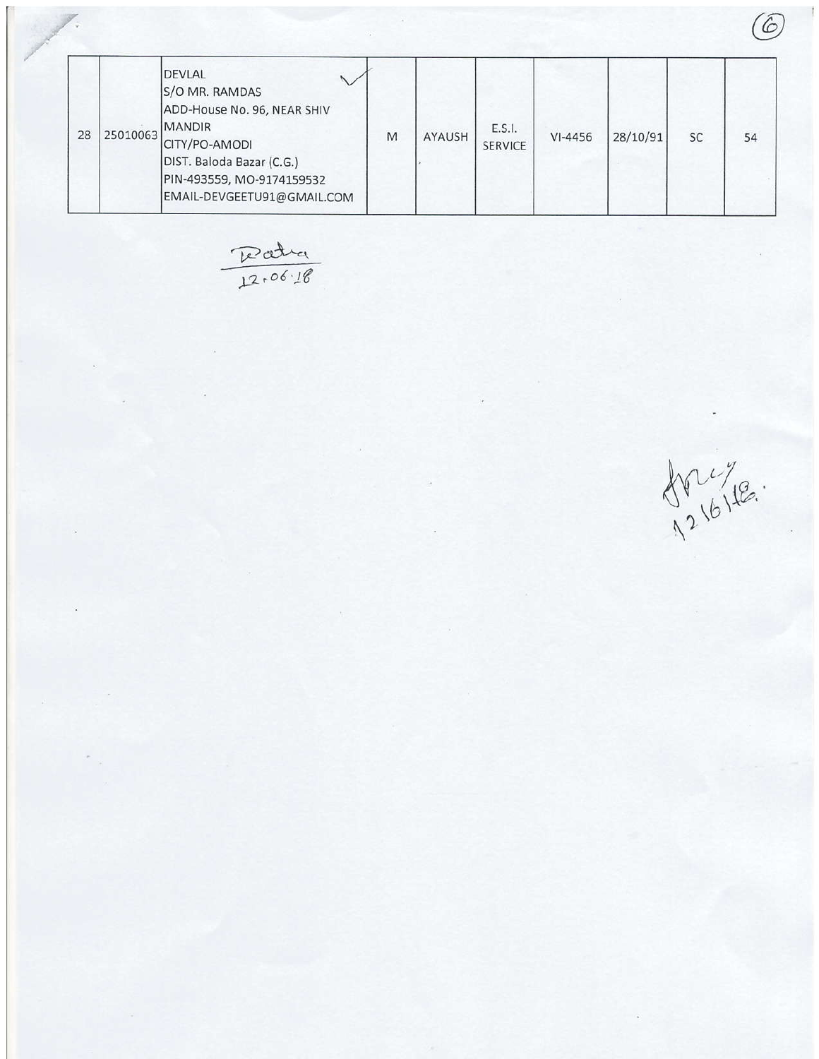| | | | | | | | | | |
|---|---|---|---|---|---|---|---|---|---|
| 28 | 25010063 | DEVLAL<br>S/O MR. RAMDAS<br>ADD-House No. 96, NEAR SHIV MANDIR<br>CITY/PO-AMODI<br>DIST. Baloda Bazar (C.G.)<br>PIN-493559, MO-9174159532<br>EMAIL-DEVGEETU91@GMAIL.COM | M | AYAUSH | E.S.I. SERVICE | VI-4456 | 28/10/91 | SC | 54 |

12.06.18

12/6/18.